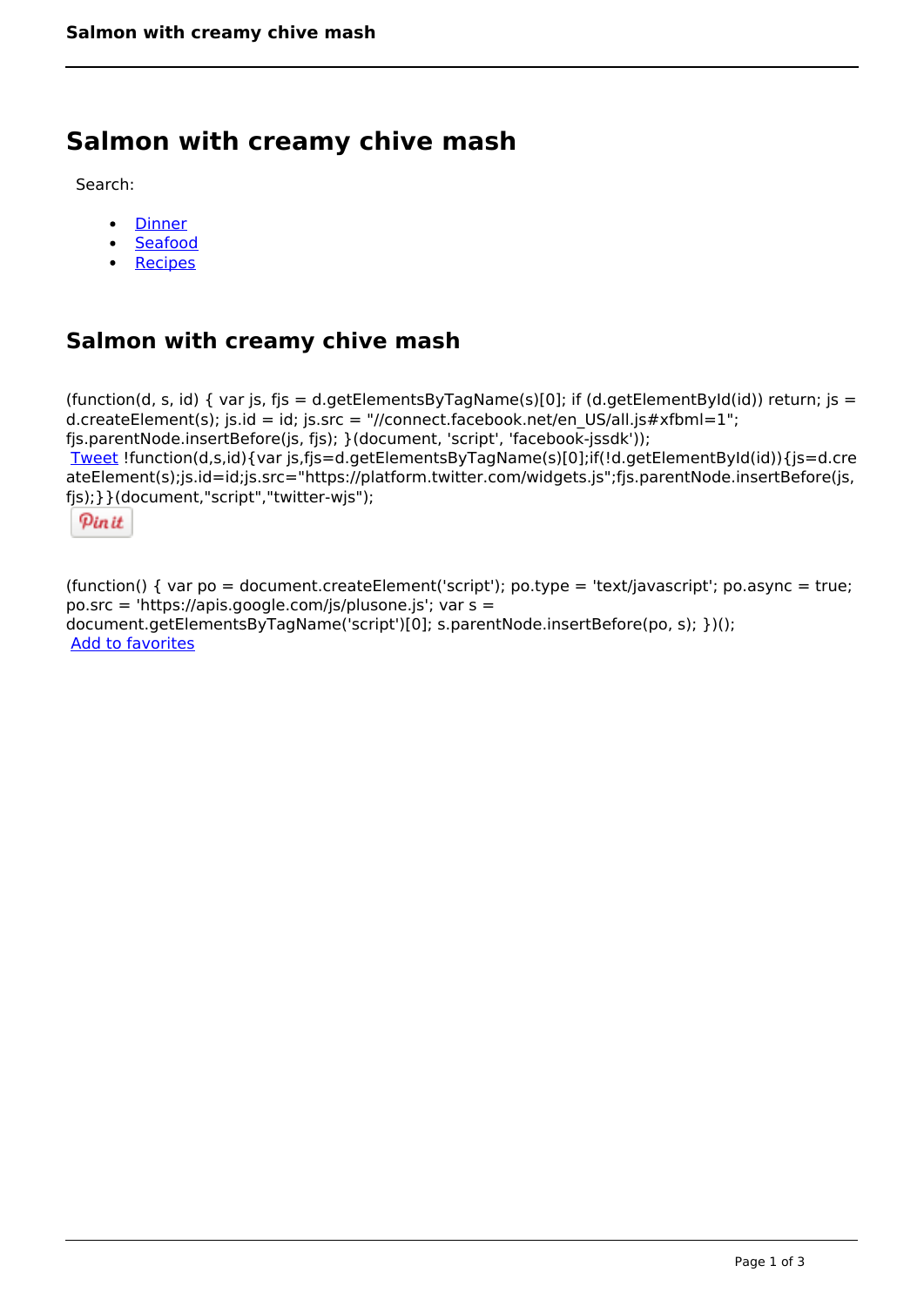# Salmon with creamy chive mash

Search:

- Dinner
- Seafood
- Recipes

## Salmon with creamy chive mash

(function(d, s, id) { var js, fjs = d.getElementsByTagName(s)[0]; if (d.getElementById(id)) return; js = d.createElement(s); js.id = id; js.src = "//connect.facebook.net/en_US/all.js#xfbml=1"; fjs.parentNode.insertBefore(js, fjs); }(document, 'script', 'facebook-jssdk'));
Tweet !function(d,s,id){var js,fjs=d.getElementsByTagName(s)[0];if(!d.getElementById(id)){js=d.createElement(s);js.id=id;js.src="https://platform.twitter.com/widgets.js";fjs.parentNode.insertBefore(js,fjs);}}(document,"script","twitter-wjs");

Pin it

(function() { var po = document.createElement('script'); po.type = 'text/javascript'; po.async = true; po.src = 'https://apis.google.com/js/plusone.js'; var s = document.getElementsByTagName('script')[0]; s.parentNode.insertBefore(po, s); })();
Add to favorites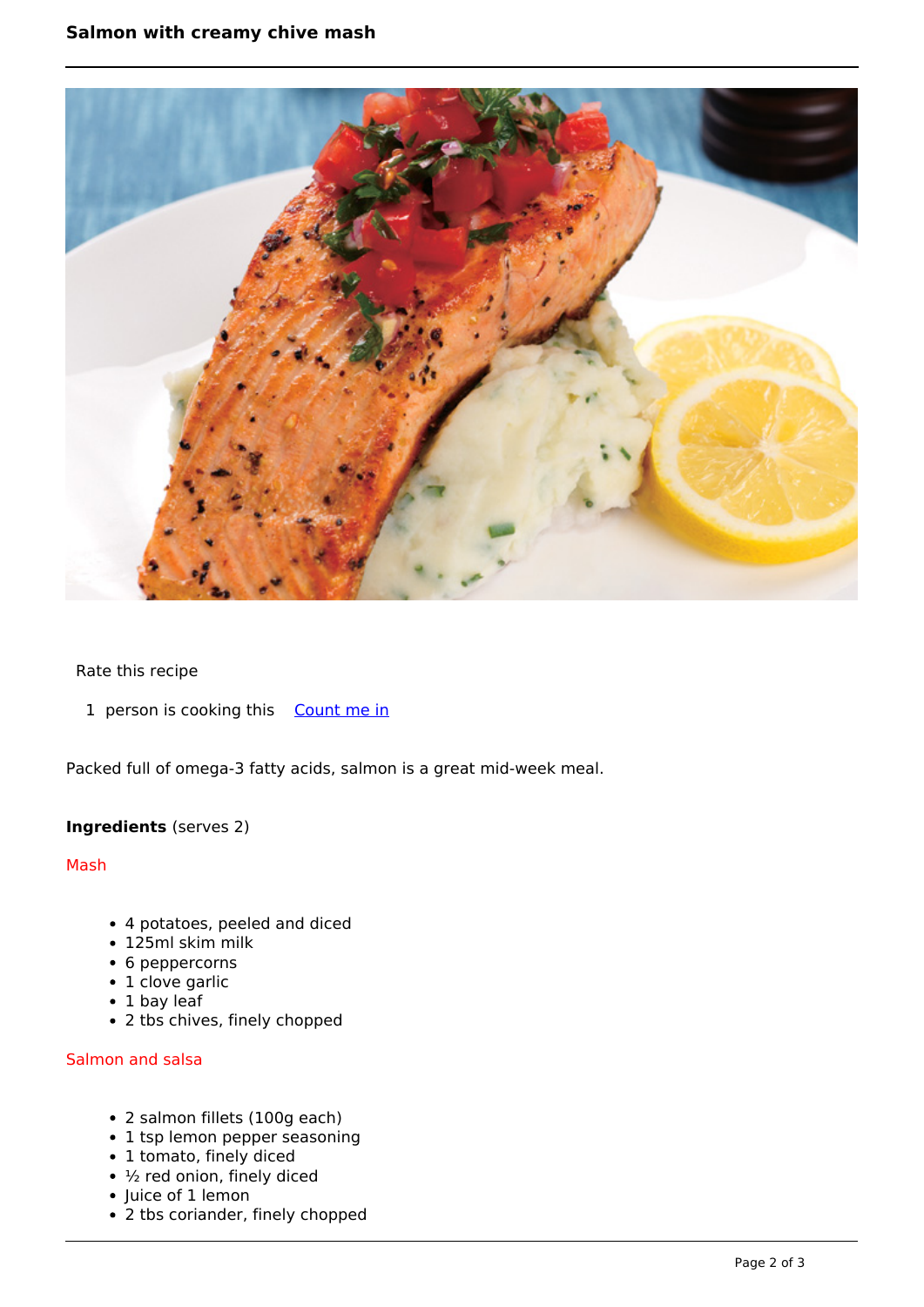# Salmon with creamy chive mash

Rate this recipe

1 person is cooking this [Count me in]

Packed full of omega-3 fatty acids, salmon is a great mid-week meal.

**Ingredients** (serves 2)

### Mash

- 4 potatoes, peeled and diced
- 125ml skim milk
- 6 peppercorns
- 1 clove garlic
- 1 bay leaf
- 2 tbs chives, finely chopped

### Salmon and salsa

- 2 salmon fillets (100g each)
- 1 tsp lemon pepper seasoning
- 1 tomato, finely diced
- ½ red onion, finely diced
- Juice of 1 lemon
- 2 tbs coriander, finely chopped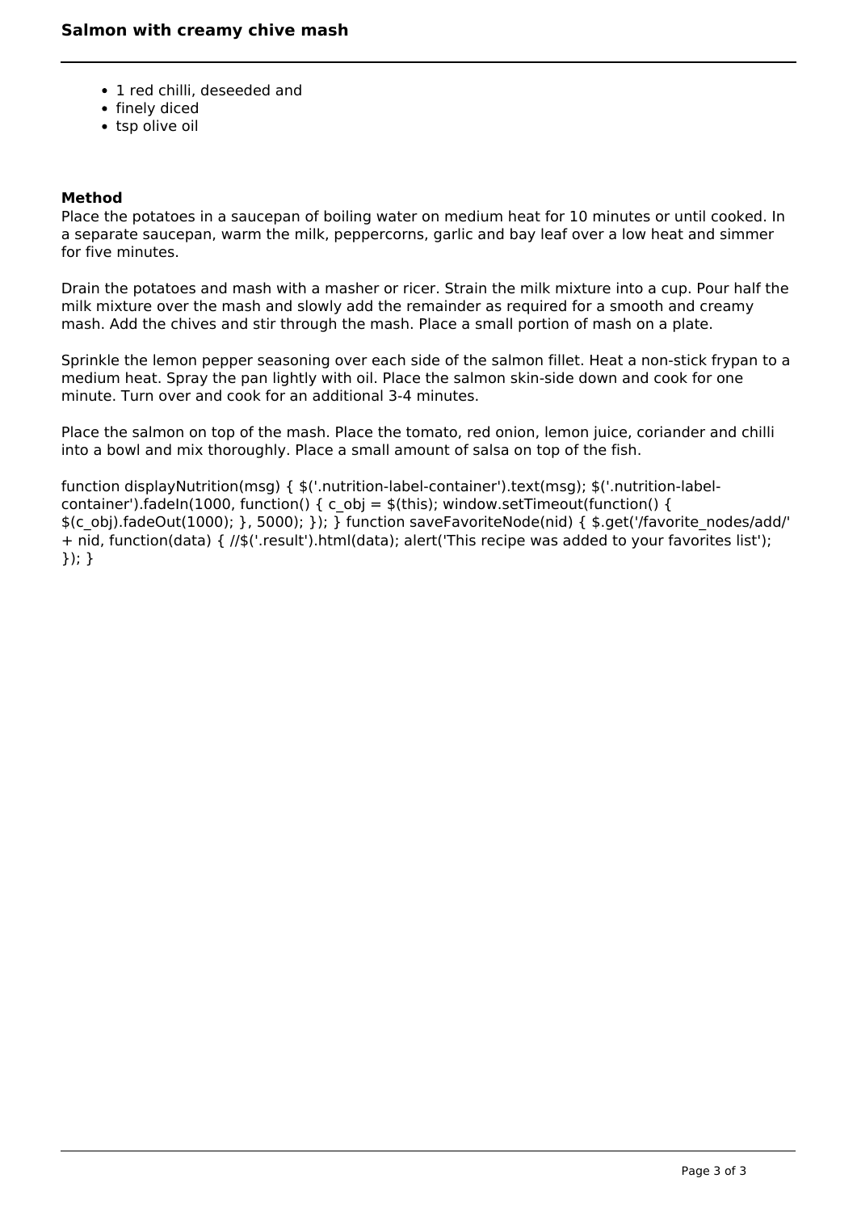- 1 red chilli, deseeded and
- finely diced
- tsp olive oil

**Method**

Place the potatoes in a saucepan of boiling water on medium heat for 10 minutes or until cooked. In a separate saucepan, warm the milk, peppercorns, garlic and bay leaf over a low heat and simmer for five minutes.

Drain the potatoes and mash with a masher or ricer. Strain the milk mixture into a cup. Pour half the milk mixture over the mash and slowly add the remainder as required for a smooth and creamy mash. Add the chives and stir through the mash. Place a small portion of mash on a plate.

Sprinkle the lemon pepper seasoning over each side of the salmon fillet. Heat a non-stick frypan to a medium heat. Spray the pan lightly with oil. Place the salmon skin-side down and cook for one minute. Turn over and cook for an additional 3-4 minutes.

Place the salmon on top of the mash. Place the tomato, red onion, lemon juice, coriander and chilli into a bowl and mix thoroughly. Place a small amount of salsa on top of the fish.

```
function displayNutrition(msg) { $('.nutrition-label-container').text(msg); $('.nutrition-label-container').fadeIn(1000, function() { c_obj = $(this); window.setTimeout(function() { $(c_obj).fadeOut(1000); }, 5000); }); } function saveFavoriteNode(nid) { $.get('/favorite_nodes/add/' + nid, function(data) { //$('.result').html(data); alert('This recipe was added to your favorites list'); }); }
```